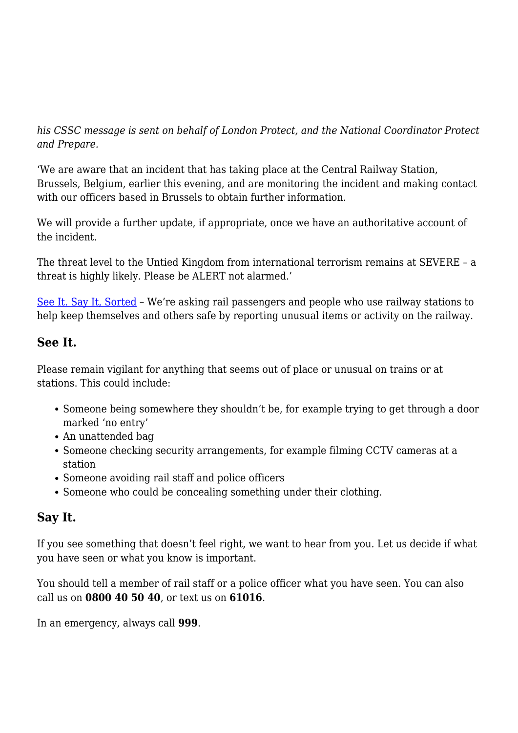*his CSSC message is sent on behalf of London Protect, and the National Coordinator Protect and Prepare.*

'We are aware that an incident that has taking place at the Central Railway Station, Brussels, Belgium, earlier this evening, and are monitoring the incident and making contact with our officers based in Brussels to obtain further information.

We will provide a further update, if appropriate, once we have an authoritative account of the incident.

The threat level to the Untied Kingdom from international terrorism remains at SEVERE – a threat is highly likely. Please be ALERT not alarmed.'

See It. Say It, Sorted – We're asking rail passengers and people who use railway stations to help keep themselves and others safe by reporting unusual items or activity on the railway.

## See It.

Please remain vigilant for anything that seems out of place or unusual on trains or at stations. This could include:

- Someone being somewhere they shouldn't be, for example trying to get through a door marked 'no entry'
- An unattended bag
- Someone checking security arrangements, for example filming CCTV cameras at a station
- Someone avoiding rail staff and police officers
- Someone who could be concealing something under their clothing.

## Say It.

If you see something that doesn't feel right, we want to hear from you. Let us decide if what you have seen or what you know is important.

You should tell a member of rail staff or a police officer what you have seen. You can also call us on **0800 40 50 40**, or text us on **61016**.

In an emergency, always call **999**.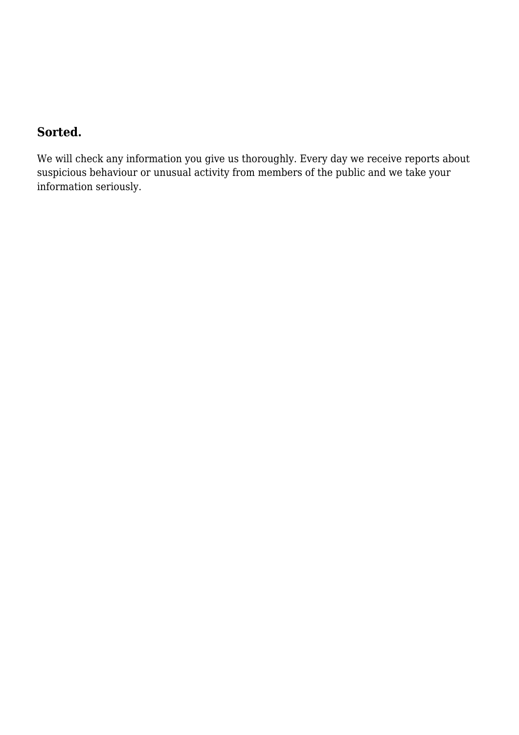## Sorted.

We will check any information you give us thoroughly. Every day we receive reports about suspicious behaviour or unusual activity from members of the public and we take your information seriously.